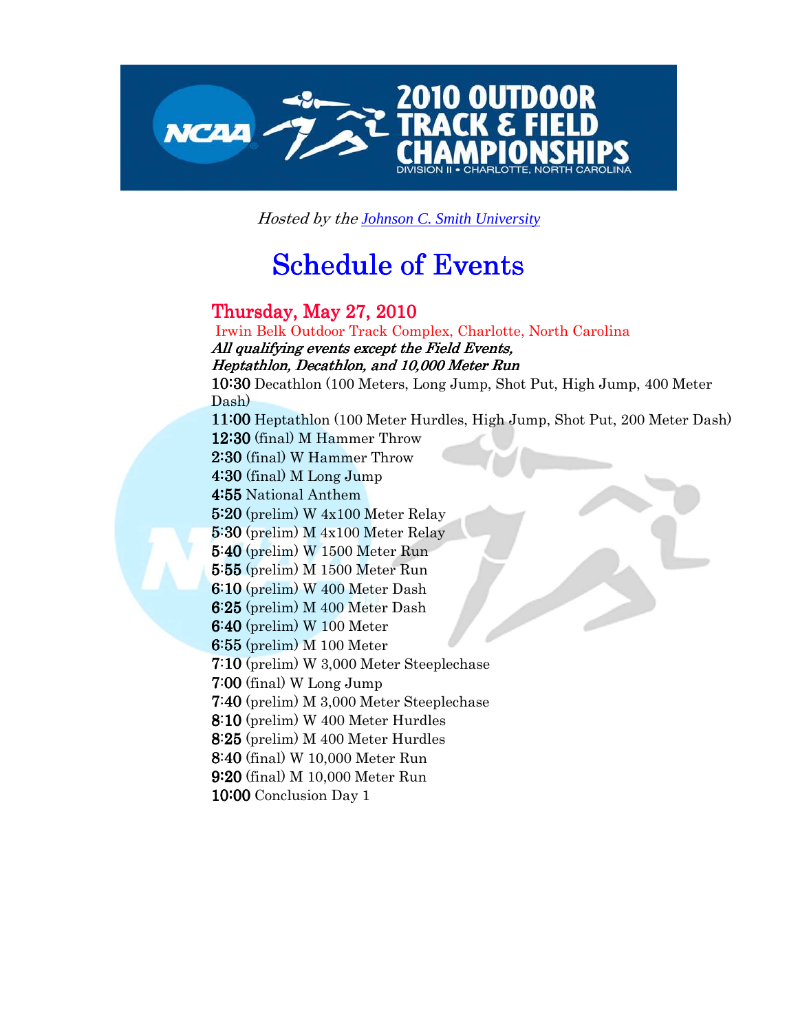# 2010 OUTDOOR TRACK & FIELD CHAMPIONSHIPS

DIVISION II • CHARLOTTE, NORTH CAROLINA

*Hosted by the [Johnson C. Smith University]*

# Schedule of Events

## Thursday, May 27, 2010

Irwin Belk Outdoor Track Complex, Charlotte, North Carolina

***All qualifying events except the Field Events, Heptathlon, Decathlon, and 10,000 Meter Run***

**10:30** Decathlon (100 Meters, Long Jump, Shot Put, High Jump, 400 Meter Dash)
**11:00** Heptathlon (100 Meter Hurdles, High Jump, Shot Put, 200 Meter Dash)
**12:30** (final) M Hammer Throw
**2:30** (final) W Hammer Throw
**4:30** (final) M Long Jump
**4:55** National Anthem
**5:20** (prelim) W 4x100 Meter Relay
**5:30** (prelim) M 4x100 Meter Relay
**5:40** (prelim) W 1500 Meter Run
**5:55** (prelim) M 1500 Meter Run
**6:10** (prelim) W 400 Meter Dash
**6:25** (prelim) M 400 Meter Dash
**6:40** (prelim) W 100 Meter
**6:55** (prelim) M 100 Meter
**7:10** (prelim) W 3,000 Meter Steeplechase
**7:00** (final) W Long Jump
**7:40** (prelim) M 3,000 Meter Steeplechase
**8:10** (prelim) W 400 Meter Hurdles
**8:25** (prelim) M 400 Meter Hurdles
**8:40** (final) W 10,000 Meter Run
**9:20** (final) M 10,000 Meter Run
**10:00** Conclusion Day 1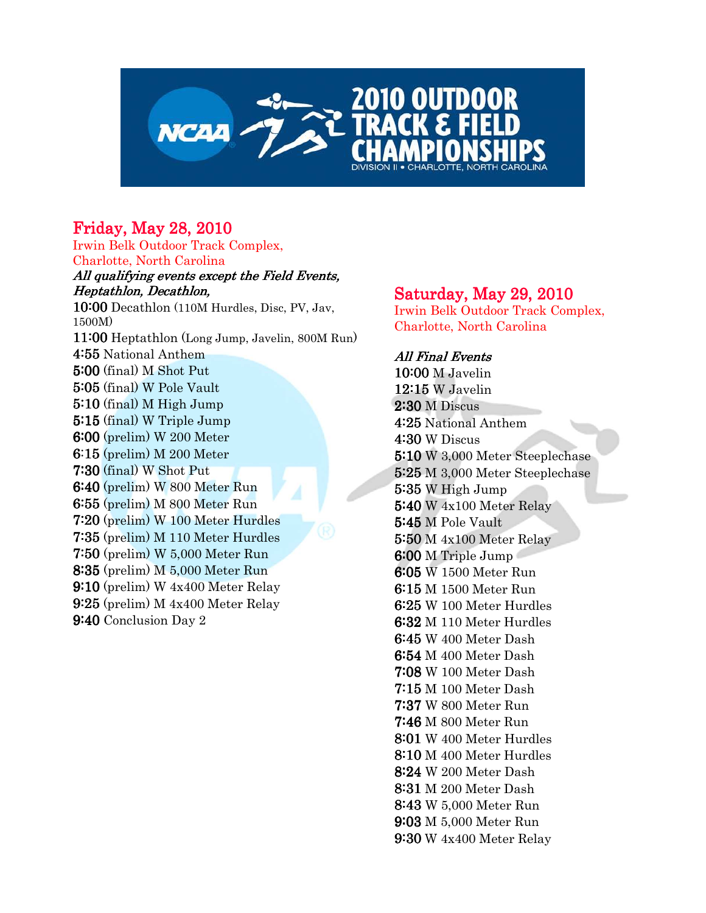# 2010 OUTDOOR TRACK & FIELD CHAMPIONSHIPS

DIVISION II • CHARLOTTE, NORTH CAROLINA

## Friday, May 28, 2010

Irwin Belk Outdoor Track Complex,
Charlotte, North Carolina

***All qualifying events except the Field Events, Heptathlon, Decathlon,***

**10:00** Decathlon (110M Hurdles, Disc, PV, Jav, 1500M)
**11:00** Heptathlon (Long Jump, Javelin, 800M Run)
**4:55** National Anthem
**5:00** (final) M Shot Put
**5:05** (final) W Pole Vault
**5:10** (final) M High Jump
**5:15** (final) W Triple Jump
**6:00** (prelim) W 200 Meter
**6:15** (prelim) M 200 Meter
**7:30** (final) W Shot Put
**6:40** (prelim) W 800 Meter Run
**6:55** (prelim) M 800 Meter Run
**7:20** (prelim) W 100 Meter Hurdles
**7:35** (prelim) M 110 Meter Hurdles
**7:50** (prelim) W 5,000 Meter Run
**8:35** (prelim) M 5,000 Meter Run
**9:10** (prelim) W 4x400 Meter Relay
**9:25** (prelim) M 4x400 Meter Relay
**9:40** Conclusion Day 2

## Saturday, May 29, 2010

Irwin Belk Outdoor Track Complex,
Charlotte, North Carolina

***All Final Events***

**10:00** M Javelin
**12:15** W Javelin
**2:30** M Discus
**4:25** National Anthem
**4:30** W Discus
**5:10** W 3,000 Meter Steeplechase
**5:25** M 3,000 Meter Steeplechase
**5:35** W High Jump
**5:40** W 4x100 Meter Relay
**5:45** M Pole Vault
**5:50** M 4x100 Meter Relay
**6:00** M Triple Jump
**6:05** W 1500 Meter Run
**6:15** M 1500 Meter Run
**6:25** W 100 Meter Hurdles
**6:32** M 110 Meter Hurdles
**6:45** W 400 Meter Dash
**6:54** M 400 Meter Dash
**7:08** W 100 Meter Dash
**7:15** M 100 Meter Dash
**7:37** W 800 Meter Run
**7:46** M 800 Meter Run
**8:01** W 400 Meter Hurdles
**8:10** M 400 Meter Hurdles
**8:24** W 200 Meter Dash
**8:31** M 200 Meter Dash
**8:43** W 5,000 Meter Run
**9:03** M 5,000 Meter Run
**9:30** W 4x400 Meter Relay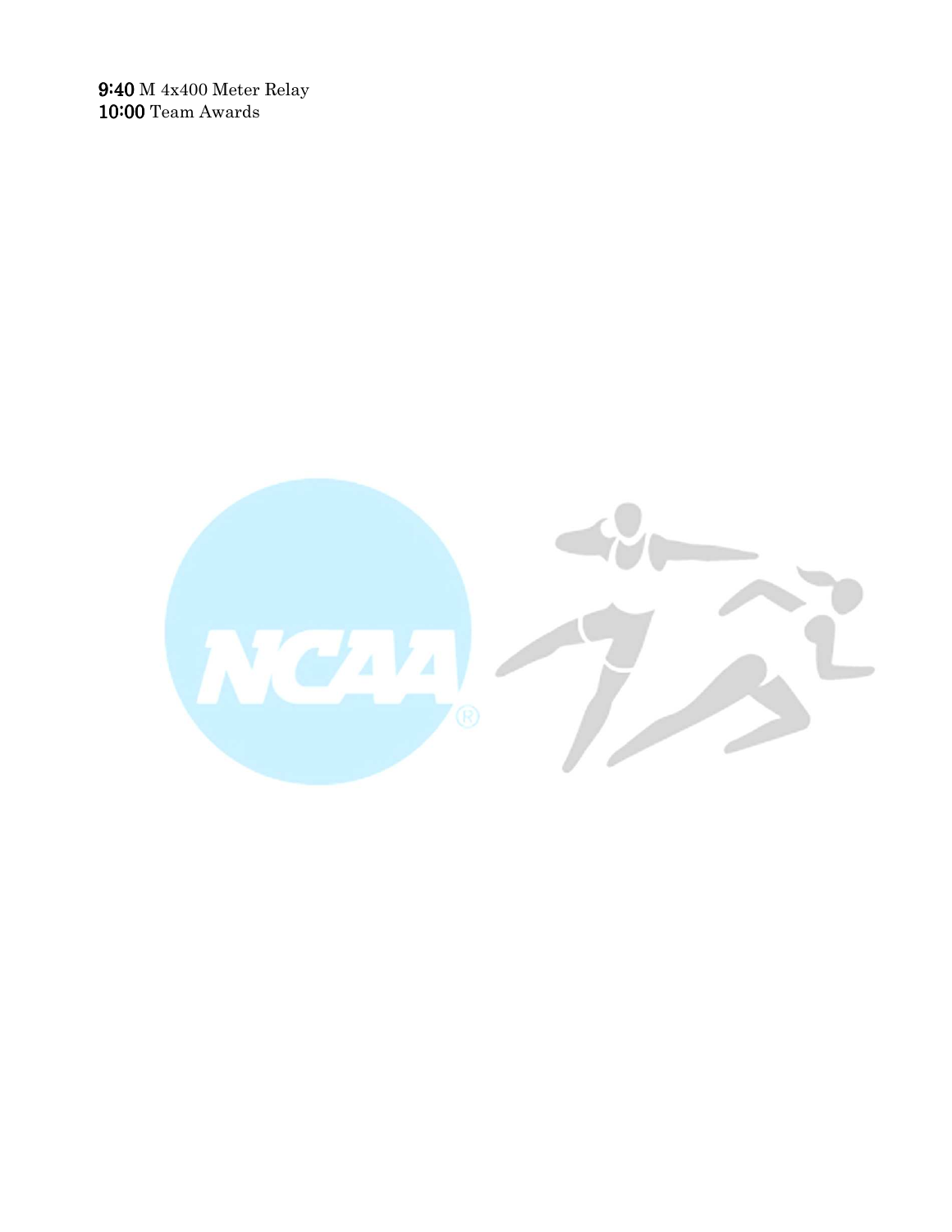**9:40** M 4x400 Meter Relay
**10:00** Team Awards